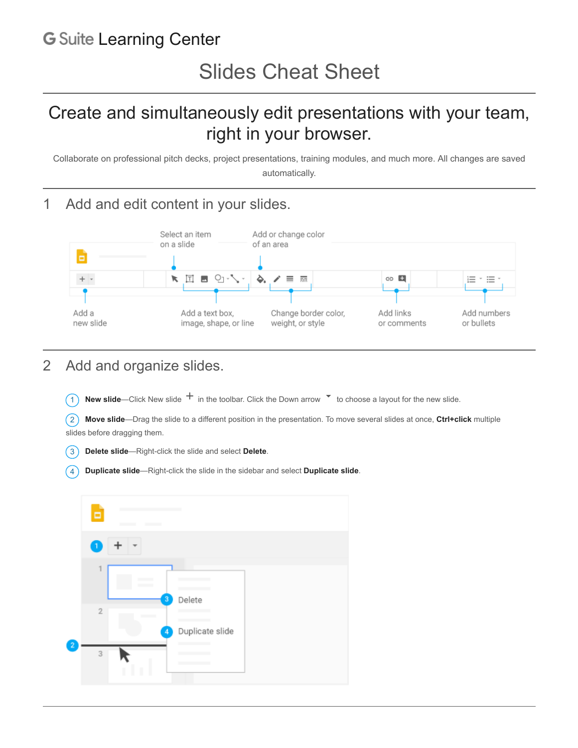G Suite Learning Center

# Slides Cheat Sheet

## Create and simultaneously edit presentations with your team, right in your browser.

Collaborate on professional pitch decks, project presentations, training modules, and much more. All changes are saved automatically.

## 1 Add and edit content in your slides.

Select an item on a slide

Add or change color of an area

Add a new slide

Add a text box, image, shape, or line

Change border color, weight, or style

Add links or comments

Add numbers or bullets

## 2 Add and organize slides.

1. **New slide**—Click New slide + in the toolbar. Click the Down arrow ▾ to choose a layout for the new slide.
2. **Move slide**—Drag the slide to a different position in the presentation. To move several slides at once, **Ctrl+click** multiple slides before dragging them.
3. **Delete slide**—Right-click the slide and select **Delete**.
4. **Duplicate slide**—Right-click the slide in the sidebar and select **Duplicate slide**.

Delete

Duplicate slide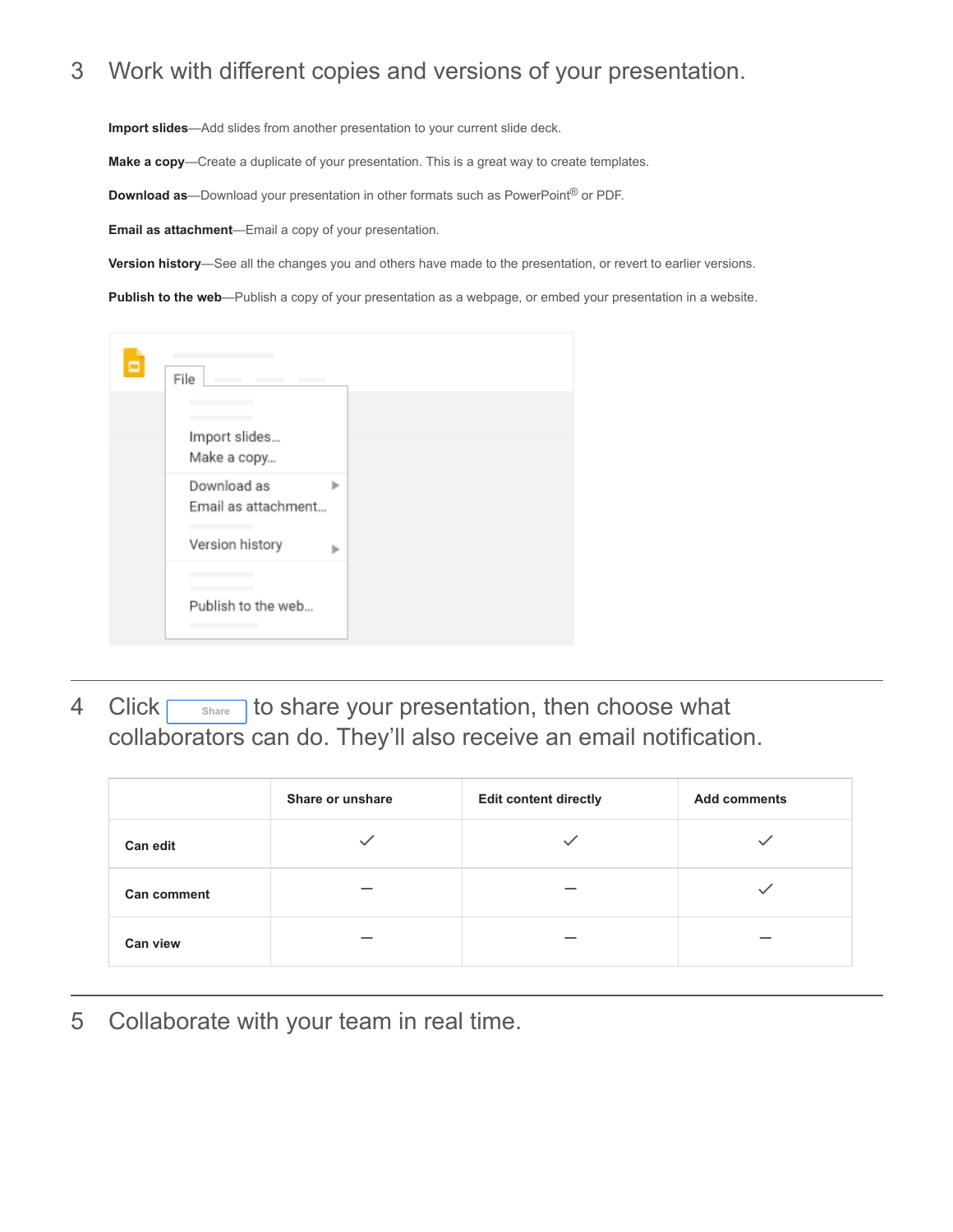## 3 Work with different copies and versions of your presentation.

**Import slides**—Add slides from another presentation to your current slide deck.

**Make a copy**—Create a duplicate of your presentation. This is a great way to create templates.

**Download as**—Download your presentation in other formats such as PowerPoint® or PDF.

**Email as attachment**—Email a copy of your presentation.

**Version history**—See all the changes you and others have made to the presentation, or revert to earlier versions.

**Publish to the web**—Publish a copy of your presentation as a webpage, or embed your presentation in a website.

File

Import slides...
Make a copy...
Download as
Email as attachment...
Version history
Publish to the web...

## 4 Click Share to share your presentation, then choose what collaborators can do. They'll also receive an email notification.

| | Share or unshare | Edit content directly | Add comments |
|---|---|---|---|
| **Can edit** | ✓ | ✓ | ✓ |
| **Can comment** | – | – | ✓ |
| **Can view** | – | – | – |

## 5 Collaborate with your team in real time.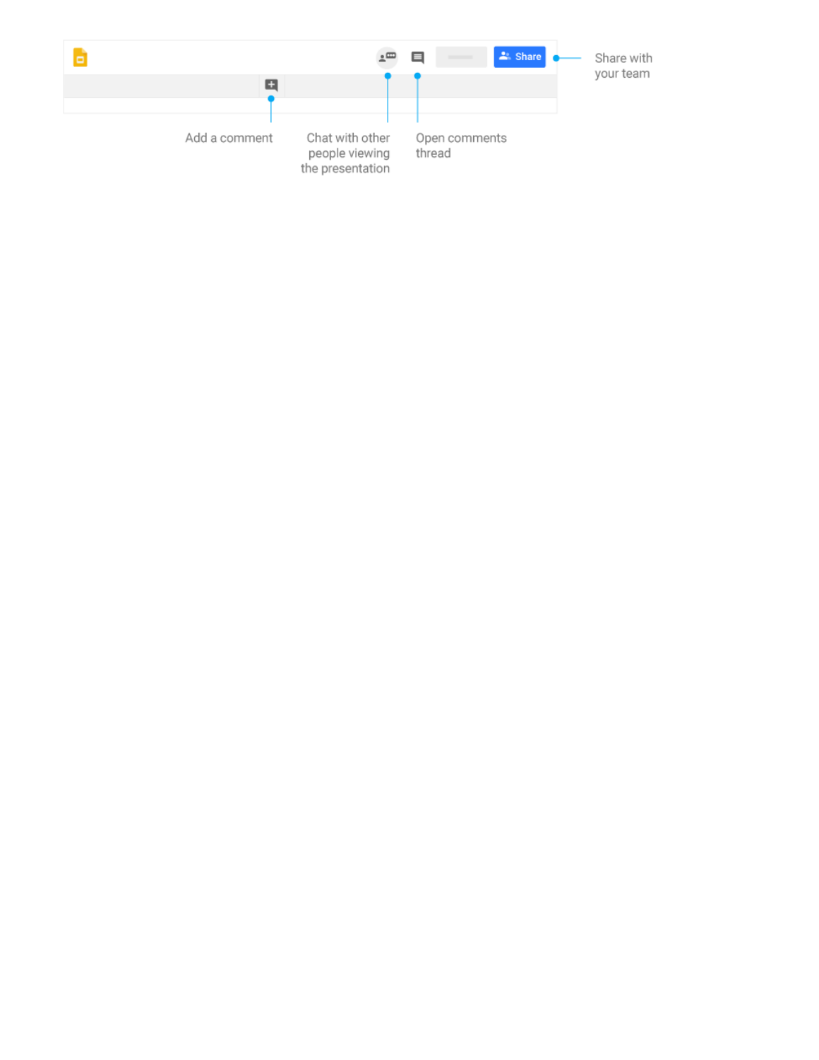Share with your team

Add a comment

Chat with other people viewing the presentation

Open comments thread